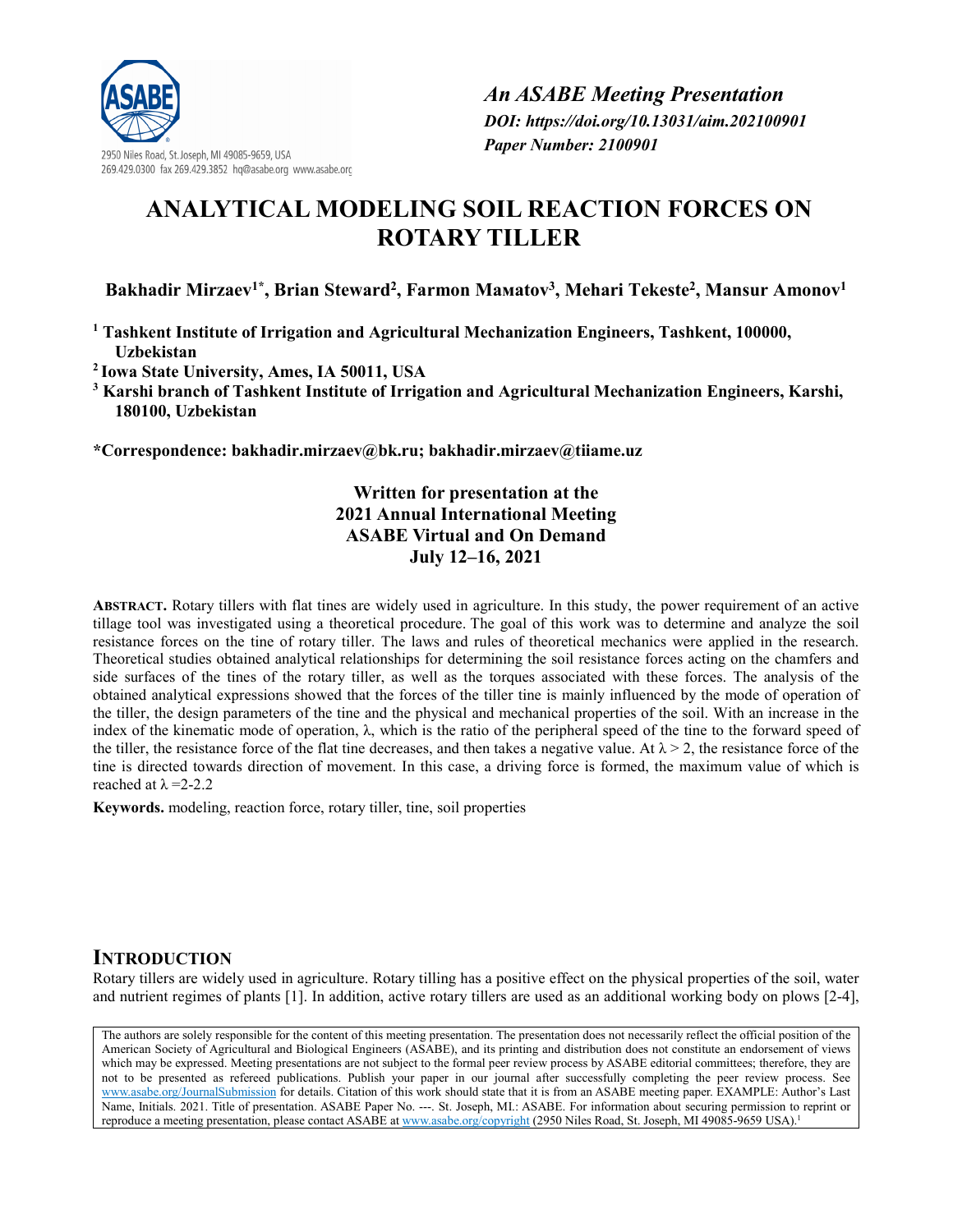*An ASABE Meeting Presentation*
***DOI: https://doi.org/10.13031/aim.202100901***
***Paper Number: 2100901***

2950 Niles Road, St. Joseph, MI 49085-9659, USA
269.429.0300 fax 269.429.3852 hq@asabe.org www.asabe.org

# ANALYTICAL MODELING SOIL REACTION FORCES ON ROTARY TILLER

**Bakhadir Mirzaev[1]\*, Brian Steward[2], Farmon Maмatov[3], Mehari Tekeste[2], Mansur Amonov[1]**

**[1] Tashkent Institute of Irrigation and Agricultural Mechanization Engineers, Tashkent, 100000, Uzbekistan**
**[2] Iowa State University, Ames, IA 50011, USA**
**[3] Karshi branch of Tashkent Institute of Irrigation and Agricultural Mechanization Engineers, Karshi, 180100, Uzbekistan**

**\*Correspondence: bakhadir.mirzaev@bk.ru; bakhadir.mirzaev@tiiame.uz**

**Written for presentation at the**
**2021 Annual International Meeting**
**ASABE Virtual and On Demand**
**July 12–16, 2021**

**ABSTRACT.** Rotary tillers with flat tines are widely used in agriculture. In this study, the power requirement of an active tillage tool was investigated using a theoretical procedure. The goal of this work was to determine and analyze the soil resistance forces on the tine of rotary tiller. The laws and rules of theoretical mechanics were applied in the research. Theoretical studies obtained analytical relationships for determining the soil resistance forces acting on the chamfers and side surfaces of the tines of the rotary tiller, as well as the torques associated with these forces. The analysis of the obtained analytical expressions showed that the forces of the tiller tine is mainly influenced by the mode of operation of the tiller, the design parameters of the tine and the physical and mechanical properties of the soil. With an increase in the index of the kinematic mode of operation, $\lambda$, which is the ratio of the peripheral speed of the tine to the forward speed of the tiller, the resistance force of the flat tine decreases, and then takes a negative value. At $\lambda > 2$, the resistance force of the tine is directed towards direction of movement. In this case, a driving force is formed, the maximum value of which is reached at $\lambda$ =2-2.2

**Keywords.** modeling, reaction force, rotary tiller, tine, soil properties

## INTRODUCTION

Rotary tillers are widely used in agriculture. Rotary tilling has a positive effect on the physical properties of the soil, water and nutrient regimes of plants [1]. In addition, active rotary tillers are used as an additional working body on plows [2-4],

The authors are solely responsible for the content of this meeting presentation. The presentation does not necessarily reflect the official position of the American Society of Agricultural and Biological Engineers (ASABE), and its printing and distribution does not constitute an endorsement of views which may be expressed. Meeting presentations are not subject to the formal peer review process by ASABE editorial committees; therefore, they are not to be presented as refereed publications. Publish your paper in our journal after successfully completing the peer review process. See www.asabe.org/JournalSubmission for details. Citation of this work should state that it is from an ASABE meeting paper. EXAMPLE: Author's Last Name, Initials. 2021. Title of presentation. ASABE Paper No. ---. St. Joseph, MI.: ASABE. For information about securing permission to reprint or reproduce a meeting presentation, please contact ASABE at www.asabe.org/copyright (2950 Niles Road, St. Joseph, MI 49085-9659 USA).[1]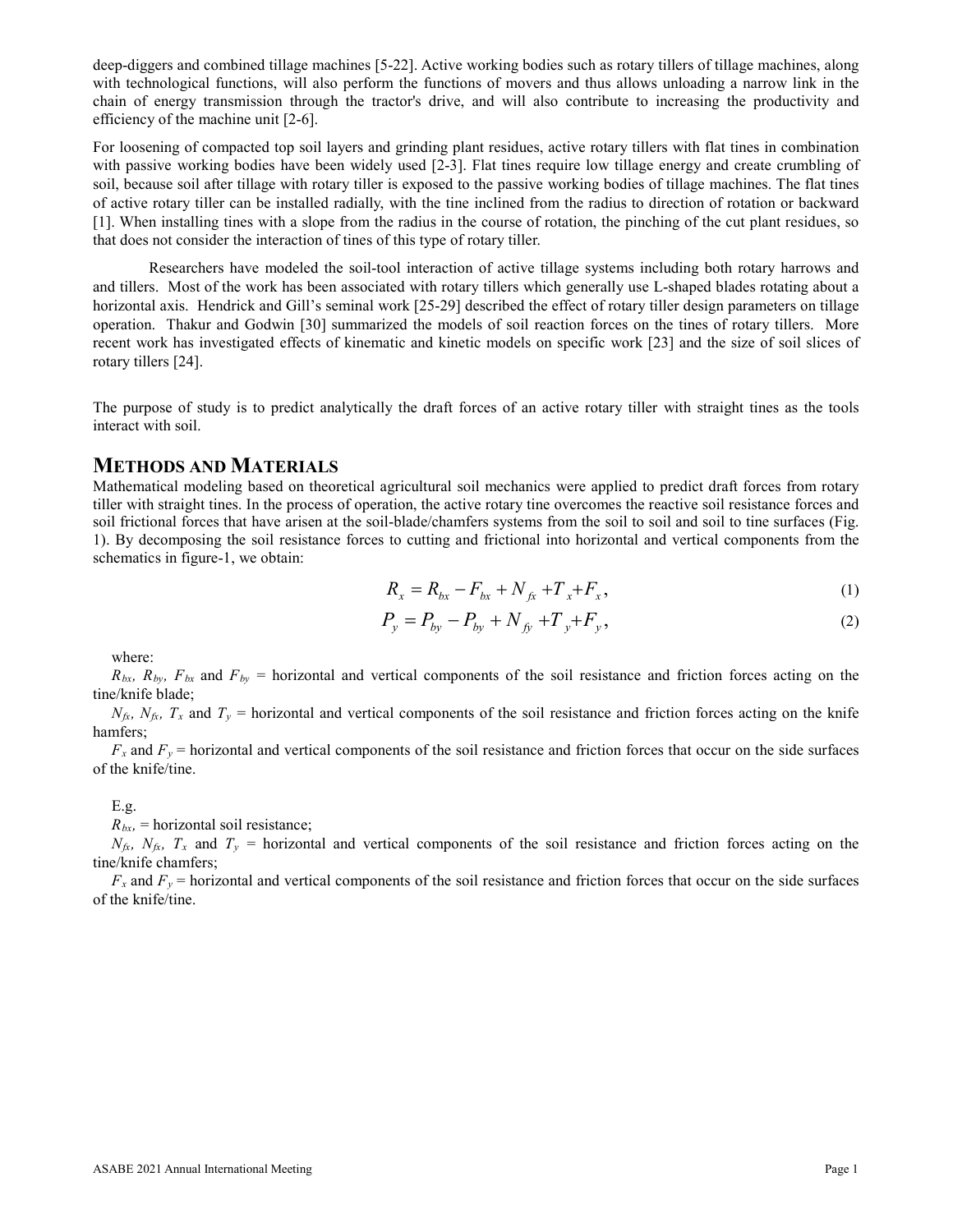deep-diggers and combined tillage machines [5-22]. Active working bodies such as rotary tillers of tillage machines, along with technological functions, will also perform the functions of movers and thus allows unloading a narrow link in the chain of energy transmission through the tractor's drive, and will also contribute to increasing the productivity and efficiency of the machine unit [2-6].

For loosening of compacted top soil layers and grinding plant residues, active rotary tillers with flat tines in combination with passive working bodies have been widely used [2-3]. Flat tines require low tillage energy and create crumbling of soil, because soil after tillage with rotary tiller is exposed to the passive working bodies of tillage machines. The flat tines of active rotary tiller can be installed radially, with the tine inclined from the radius to direction of rotation or backward [1]. When installing tines with a slope from the radius in the course of rotation, the pinching of the cut plant residues, so that does not consider the interaction of tines of this type of rotary tiller.

Researchers have modeled the soil-tool interaction of active tillage systems including both rotary harrows and and tillers. Most of the work has been associated with rotary tillers which generally use L-shaped blades rotating about a horizontal axis. Hendrick and Gill's seminal work [25-29] described the effect of rotary tiller design parameters on tillage operation. Thakur and Godwin [30] summarized the models of soil reaction forces on the tines of rotary tillers. More recent work has investigated effects of kinematic and kinetic models on specific work [23] and the size of soil slices of rotary tillers [24].

The purpose of study is to predict analytically the draft forces of an active rotary tiller with straight tines as the tools interact with soil.

## Methods and Materials

Mathematical modeling based on theoretical agricultural soil mechanics were applied to predict draft forces from rotary tiller with straight tines. In the process of operation, the active rotary tine overcomes the reactive soil resistance forces and soil frictional forces that have arisen at the soil-blade/chamfers systems from the soil to soil and soil to tine surfaces (Fig. 1). By decomposing the soil resistance forces to cutting and frictional into horizontal and vertical components from the schematics in figure-1, we obtain:

$$R_x = R_{bx} - F_{bx} + N_{fx} + T_x + F_x, \tag{1}$$

$$P_y = P_{by} - P_{by} + N_{fy} + T_y + F_y, \tag{2}$$

where:

$R_{bx}$, $R_{by}$, $F_{bx}$ and $F_{by}$ = horizontal and vertical components of the soil resistance and friction forces acting on the tine/knife blade;

$N_{fx}$, $N_{fx}$, $T_x$ and $T_y$ = horizontal and vertical components of the soil resistance and friction forces acting on the knife hamfers;

$F_x$ and $F_y$ = horizontal and vertical components of the soil resistance and friction forces that occur on the side surfaces of the knife/tine.

E.g.

$R_{bx}$, = horizontal soil resistance;

$N_{fx}$, $N_{fx}$, $T_x$ and $T_y$ = horizontal and vertical components of the soil resistance and friction forces acting on the tine/knife chamfers;

$F_x$ and $F_y$ = horizontal and vertical components of the soil resistance and friction forces that occur on the side surfaces of the knife/tine.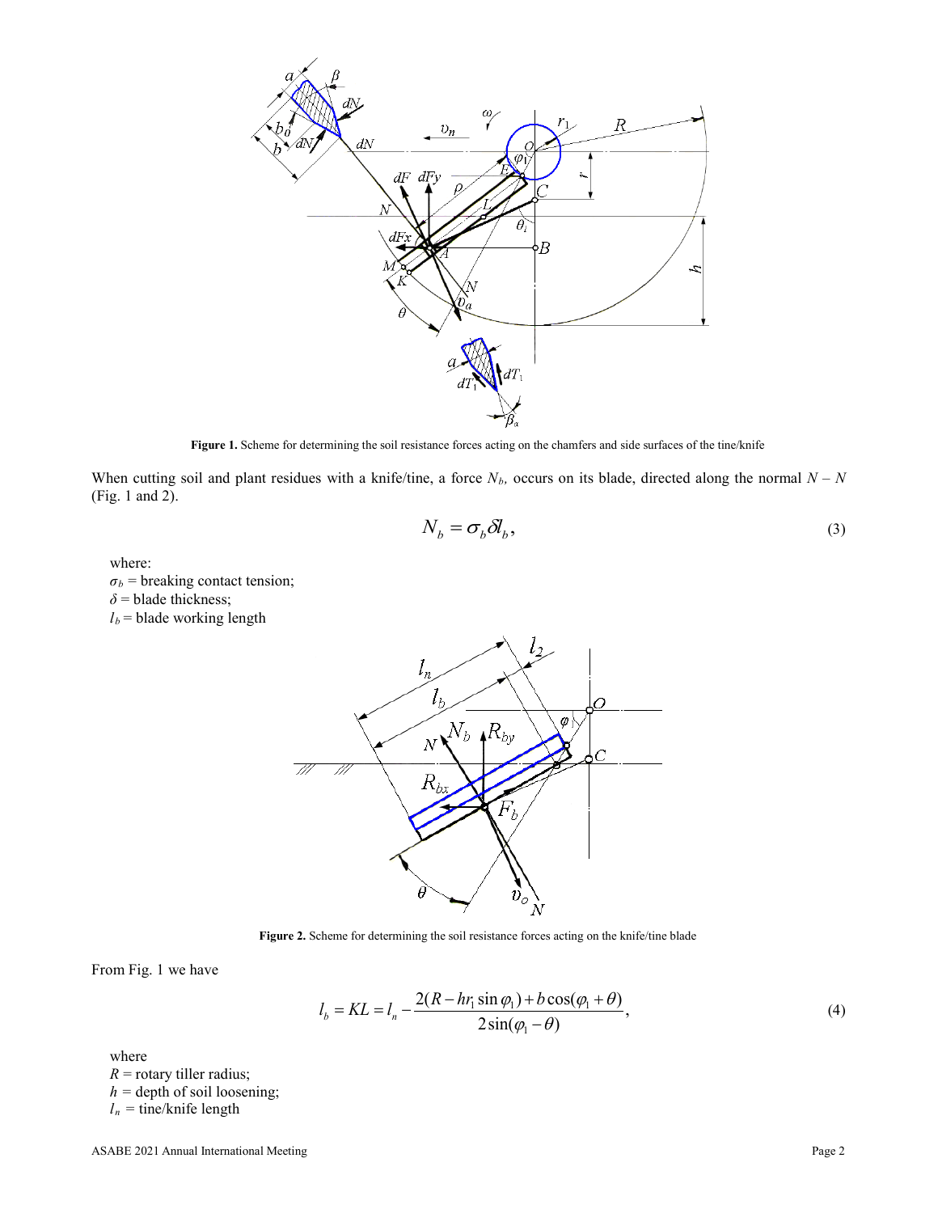**Figure 1.** Scheme for determining the soil resistance forces acting on the chamfers and side surfaces of the tine/knife

When cutting soil and plant residues with a knife/tine, a force $N_b$, occurs on its blade, directed along the normal $N – N$ (Fig. 1 and 2).

$$N_b = \sigma_b \delta l_b, \tag{3}$$

where:
$\sigma_b$ = breaking contact tension;
$\delta$ = blade thickness;
$l_b$ = blade working length

**Figure 2.** Scheme for determining the soil resistance forces acting on the knife/tine blade

From Fig. 1 we have

$$l_b = KL = l_n - \frac{2(R - hr_1 \sin\varphi_1) + b\cos(\varphi_1 + \theta)}{2\sin(\varphi_1 - \theta)}, \tag{4}$$

where
$R$ = rotary tiller radius;
$h$ = depth of soil loosening;
$l_n$ = tine/knife length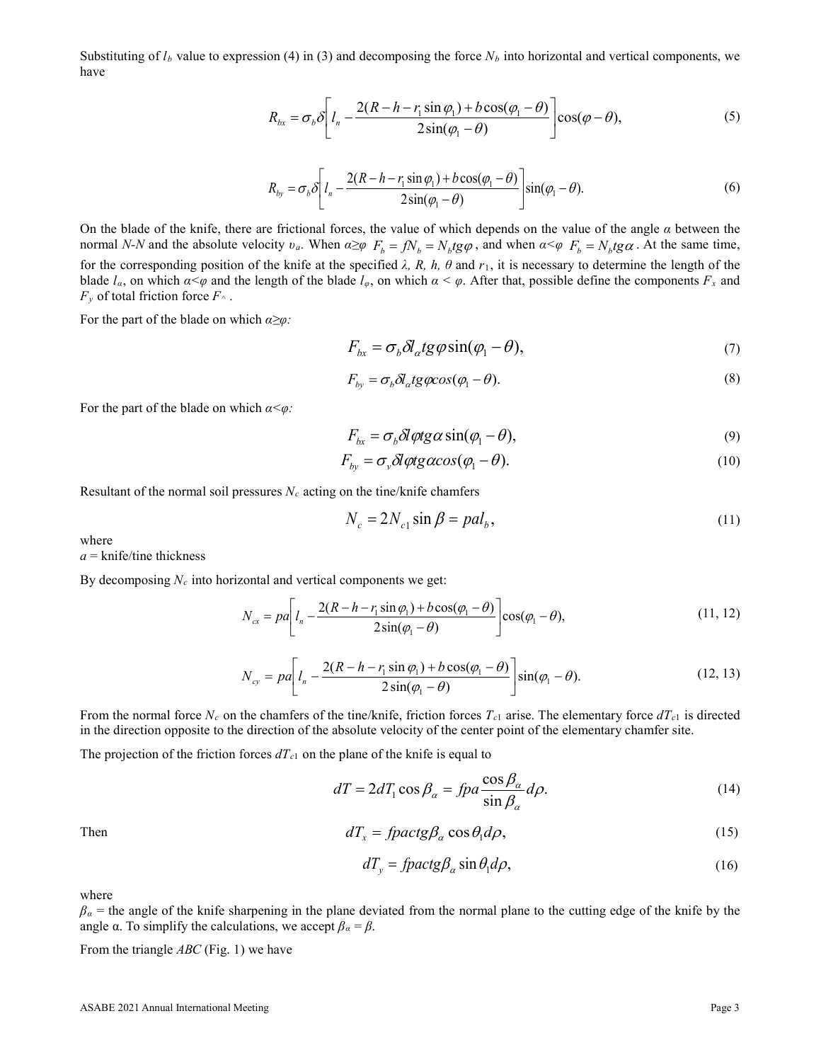Substituting of $l_b$ value to expression (4) in (3) and decomposing the force $N_b$ into horizontal and vertical components, we have

$$R_{bx} = \sigma_b \delta \left[ l_n - \frac{2(R - h - r_1 \sin\varphi_1) + b\cos(\varphi_1 - \theta)}{2\sin(\varphi_1 - \theta)} \right] \cos(\varphi - \theta), \tag{5}$$

$$R_{by} = \sigma_b \delta \left[ l_n - \frac{2(R - h - r_1 \sin\varphi_1) + b\cos(\varphi_1 - \theta)}{2\sin(\varphi_1 - \theta)} \right] \sin(\varphi_1 - \theta). \tag{6}$$

On the blade of the knife, there are frictional forces, the value of which depends on the value of the angle $\alpha$ between the normal *N-N* and the absolute velocity $\upsilon_a$. When $\alpha \geq \varphi$ $F_b = fN_b = N_b tg\varphi$, and when $\alpha < \varphi$ $F_b = N_b tg\alpha$. At the same time, for the corresponding position of the knife at the specified $\lambda$, $R$, $h$, $\theta$ and $r_1$, it is necessary to determine the length of the blade $l_\alpha$, on which $\alpha < \varphi$ and the length of the blade $l_\varphi$, on which $\alpha < \varphi$. After that, possible define the components $F_x$ and $F_y$ of total friction force $F^\wedge$.

For the part of the blade on which $\alpha \geq \varphi$:

$$F_{bx} = \sigma_b \delta l_\alpha tg\varphi \sin(\varphi_1 - \theta), \tag{7}$$

$$F_{by} = \sigma_b \delta l_\alpha tg\varphi cos(\varphi_1 - \theta). \tag{8}$$

For the part of the blade on which $\alpha < \varphi$:

$$F_{bx} = \sigma_b \delta l\varphi tg\alpha \sin(\varphi_1 - \theta), \tag{9}$$

$$F_{by} = \sigma_v \delta l\varphi tg\alpha cos(\varphi_1 - \theta). \tag{10}$$

Resultant of the normal soil pressures $N_c$ acting on the tine/knife chamfers

$$N_c = 2N_{c1} \sin\beta = pal_b, \tag{11}$$

where

$a$ = knife/tine thickness

By decomposing $N_c$ into horizontal and vertical components we get:

$$N_{cx} = pa \left[ l_n - \frac{2(R - h - r_1 \sin\varphi_1) + b\cos(\varphi_1 - \theta)}{2\sin(\varphi_1 - \theta)} \right] \cos(\varphi_1 - \theta), \tag{11, 12}$$

$$N_{cy} = pa \left[ l_n - \frac{2(R - h - r_1 \sin\varphi_1) + b\cos(\varphi_1 - \theta)}{2\sin(\varphi_1 - \theta)} \right] \sin(\varphi_1 - \theta). \tag{12, 13}$$

From the normal force $N_c$ on the chamfers of the tine/knife, friction forces $T_{c1}$ arise. The elementary force $dT_{c1}$ is directed in the direction opposite to the direction of the absolute velocity of the center point of the elementary chamfer site.

The projection of the friction forces $dT_{c1}$ on the plane of the knife is equal to

$$dT = 2dT_1 \cos\beta_\alpha = fpa \frac{\cos\beta_\alpha}{\sin\beta_\alpha} d\rho. \tag{14}$$

Then

$$dT_x = fpactg\beta_\alpha \cos\theta_1 d\rho, \tag{15}$$

$$dT_y = fpactg\beta_\alpha \sin\theta_1 d\rho, \tag{16}$$

where

$\beta_\alpha$ = the angle of the knife sharpening in the plane deviated from the normal plane to the cutting edge of the knife by the angle α. To simplify the calculations, we accept $\beta_\alpha = \beta$.

From the triangle *ABC* (Fig. 1) we have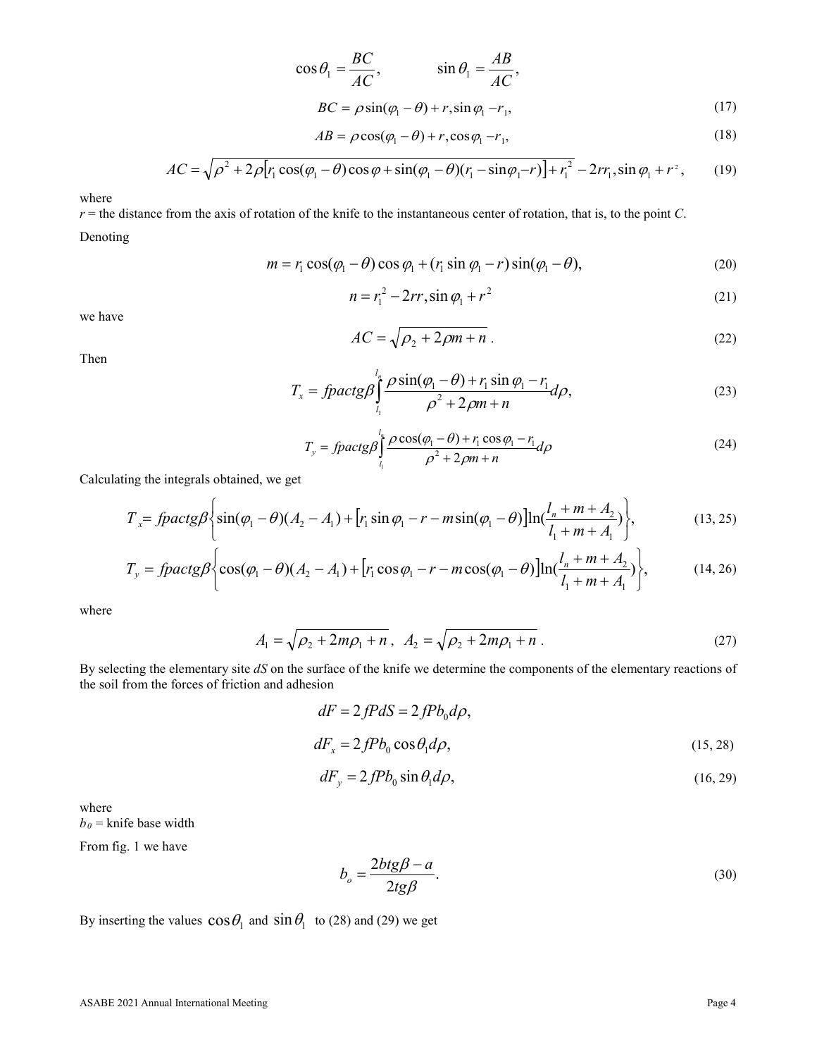$$\cos\theta_1 = \frac{BC}{AC}, \qquad \sin\theta_1 = \frac{AB}{AC},$$

$$BC = \rho\sin(\varphi_1 - \theta) + r_,\sin\varphi_1 - r_1, \tag{17}$$

$$AB = \rho\cos(\varphi_1 - \theta) + r_,\cos\varphi_1 - r_1, \tag{18}$$

$$AC = \sqrt{\rho^2 + 2\rho\left[r_1\cos(\varphi_1 - \theta)\cos\varphi + \sin(\varphi_1 - \theta)(r_1 - \sin\varphi_1 - r)\right] + r_1^2 - 2rr_1{}_,\sin\varphi_1 + r^2}, \tag{19}$$

where

$r$ = the distance from the axis of rotation of the knife to the instantaneous center of rotation, that is, to the point $C$.

Denoting

$$m = r_1\cos(\varphi_1 - \theta)\cos\varphi_1 + (r_1\sin\varphi_1 - r)\sin(\varphi_1 - \theta), \tag{20}$$

$$n = r_1^2 - 2rr_,\sin\varphi_1 + r^2 \tag{21}$$

we have

$$AC = \sqrt{\rho_2 + 2\rho m + n}\,. \tag{22}$$

Then

$$T_x = fpactg\beta\int_{l_1}^{l_n}\frac{\rho\sin(\varphi_1 - \theta) + r_1\sin\varphi_1 - r_1}{\rho^2 + 2\rho m + n}d\rho, \tag{23}$$

$$T_y = fpactg\beta\int_{l_1}^{l_n}\frac{\rho\cos(\varphi_1 - \theta) + r_1\cos\varphi_1 - r_1}{\rho^2 + 2\rho m + n}d\rho \tag{24}$$

Calculating the integrals obtained, we get

$$T_x = fpactg\beta\left\{\sin(\varphi_1 - \theta)(A_2 - A_1) + \left[r_1\sin\varphi_1 - r - m\sin(\varphi_1 - \theta)\right]\ln\left(\frac{l_n + m + A_2}{l_1 + m + A_1}\right)\right\}, \tag{13, 25}$$

$$T_y = fpactg\beta\left\{\cos(\varphi_1 - \theta)(A_2 - A_1) + \left[r_1\cos\varphi_1 - r - m\cos(\varphi_1 - \theta)\right]\ln\left(\frac{l_n + m + A_2}{l_1 + m + A_1}\right)\right\}, \tag{14, 26}$$

where

$$A_1 = \sqrt{\rho_2 + 2m\rho_1 + n}\,,\ \ A_2 = \sqrt{\rho_2 + 2m\rho_1 + n}\,. \tag{27}$$

By selecting the elementary site $dS$ on the surface of the knife we determine the components of the elementary reactions of the soil from the forces of friction and adhesion

$$dF = 2\,fPdS = 2\,fPb_0 d\rho,$$

$$dF_x = 2\,fPb_0\cos\theta_1 d\rho, \tag{15, 28}$$

$$dF_y = 2\,fPb_0\sin\theta_1 d\rho, \tag{16, 29}$$

where

$b_0$ = knife base width

From fig. 1 we have

$$b_o = \frac{2btg\beta - a}{2tg\beta}. \tag{30}$$

By inserting the values $\cos\theta_1$ and $\sin\theta_1$ to (28) and (29) we get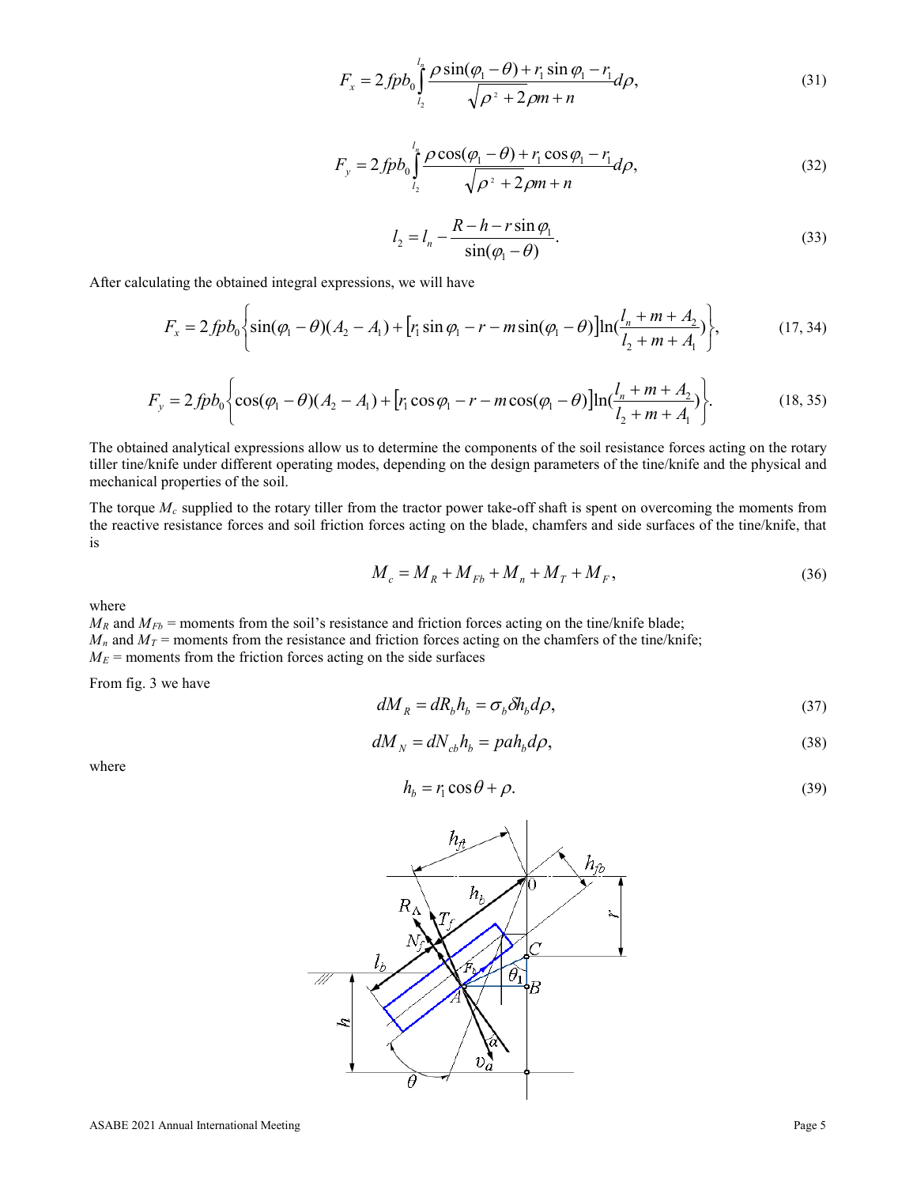$$F_x = 2fpb_0 \int_{l_2}^{l_n} \frac{\rho \sin(\varphi_1 - \theta) + r_1 \sin \varphi_1 - r_1}{\sqrt{\rho^2 + 2\rho m + n}} d\rho, \tag{31}$$

$$F_y = 2fpb_0 \int_{l_2}^{l_n} \frac{\rho \cos(\varphi_1 - \theta) + r_1 \cos \varphi_1 - r_1}{\sqrt{\rho^2 + 2\rho m + n}} d\rho, \tag{32}$$

$$l_2 = l_n - \frac{R - h - r \sin \varphi_1}{\sin(\varphi_1 - \theta)}. \tag{33}$$

After calculating the obtained integral expressions, we will have

$$F_x = 2fpb_0 \left\{ \sin(\varphi_1 - \theta)(A_2 - A_1) + \left[ r_1 \sin \varphi_1 - r - m \sin(\varphi_1 - \theta) \right] \ln\left(\frac{l_n + m + A_2}{l_2 + m + A_1}\right) \right\}, \tag{17, 34}$$

$$F_y = 2fpb_0 \left\{ \cos(\varphi_1 - \theta)(A_2 - A_1) + \left[ r_1 \cos \varphi_1 - r - m \cos(\varphi_1 - \theta) \right] \ln\left(\frac{l_n + m + A_2}{l_2 + m + A_1}\right) \right\}. \tag{18, 35}$$

The obtained analytical expressions allow us to determine the components of the soil resistance forces acting on the rotary tiller tine/knife under different operating modes, depending on the design parameters of the tine/knife and the physical and mechanical properties of the soil.

The torque $M_c$ supplied to the rotary tiller from the tractor power take-off shaft is spent on overcoming the moments from the reactive resistance forces and soil friction forces acting on the blade, chamfers and side surfaces of the tine/knife, that is

$$M_c = M_R + M_{Fb} + M_n + M_T + M_F, \tag{36}$$

where

$M_R$ and $M_{Fb}$ = moments from the soil's resistance and friction forces acting on the tine/knife blade;
$M_n$ and $M_T$ = moments from the resistance and friction forces acting on the chamfers of the tine/knife;
$M_E$ = moments from the friction forces acting on the side surfaces

From fig. 3 we have

$$dM_R = dR_b h_b = \sigma_b \delta h_b d\rho, \tag{37}$$

$$dM_N = dN_{cb} h_b = pah_b d\rho, \tag{38}$$

where

$$h_b = r_1 \cos \theta + \rho. \tag{39}$$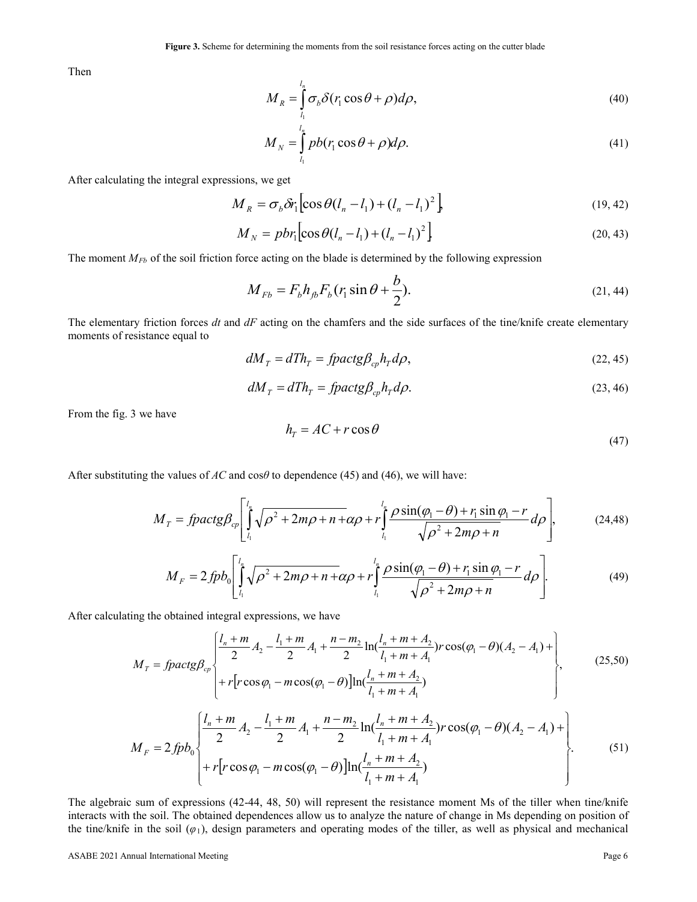**Figure 3.** Scheme for determining the moments from the soil resistance forces acting on the cutter blade

Then

$$M_R = \int_{l_1}^{l_n} \sigma_b \delta (r_1 \cos\theta + \rho) d\rho, \tag{40}$$

$$M_N = \int_{l_1}^{l_n} pb(r_1 \cos\theta + \rho) d\rho. \tag{41}$$

After calculating the integral expressions, we get

$$M_R = \sigma_b \delta r_1 \left[\cos\theta (l_n - l_1) + (l_n - l_1)^2\right], \tag{19, 42}$$

$$M_N = pbr_1 \left[\cos\theta (l_n - l_1) + (l_n - l_1)^2\right]. \tag{20, 43}$$

The moment $M_{Fb}$ of the soil friction force acting on the blade is determined by the following expression

$$M_{Fb} = F_b h_{fb} F_b (r_1 \sin\theta + \frac{b}{2}). \tag{21, 44}$$

The elementary friction forces $dt$ and $dF$ acting on the chamfers and the side surfaces of the tine/knife create elementary moments of resistance equal to

$$dM_T = dTh_T = fpactg\beta_{cp} h_T d\rho, \tag{22, 45}$$

$$dM_T = dTh_T = fpactg\beta_{cp} h_T d\rho. \tag{23, 46}$$

From the fig. 3 we have

$$h_T = AC + r\cos\theta \tag{47}$$

After substituting the values of $AC$ and $\cos\theta$ to dependence (45) and (46), we will have:

$$M_T = fpactg\beta_{cp} \left[ \int_{l_1}^{l_n} \sqrt{\rho^2 + 2m\rho + n + } \alpha\rho + r \int_{l_1}^{l_n} \frac{\rho \sin(\varphi_1 - \theta) + r_1 \sin\varphi_1 - r}{\sqrt{\rho^2 + 2m\rho + n}} d\rho \right], \tag{24,48}$$

$$M_F = 2 fpb_0 \left[ \int_{l_1}^{l_n} \sqrt{\rho^2 + 2m\rho + n + } \alpha\rho + r \int_{l_1}^{l_n} \frac{\rho \sin(\varphi_1 - \theta) + r_1 \sin\varphi_1 - r}{\sqrt{\rho^2 + 2m\rho + n}} d\rho \right]. \tag{49}$$

After calculating the obtained integral expressions, we have

$$M_T = fpactg\beta_{cp} \left\{ \begin{aligned} &\frac{l_n + m}{2} A_2 - \frac{l_1 + m}{2} A_1 + \frac{n - m_2}{2} \ln(\frac{l_n + m + A_2}{l_1 + m + A_1}) r \cos(\varphi_1 - \theta)(A_2 - A_1) + \\ &+ r\left[r\cos\varphi_1 - m\cos(\varphi_1 - \theta)\right] \ln(\frac{l_n + m + A_2}{l_1 + m + A_1}) \end{aligned} \right\}, \tag{25,50}$$

$$M_F = 2 fpb_0 \left\{ \begin{aligned} &\frac{l_n + m}{2} A_2 - \frac{l_1 + m}{2} A_1 + \frac{n - m_2}{2} \ln(\frac{l_n + m + A_2}{l_1 + m + A_1}) r \cos(\varphi_1 - \theta)(A_2 - A_1) + \\ &+ r\left[r\cos\varphi_1 - m\cos(\varphi_1 - \theta)\right] \ln(\frac{l_n + m + A_2}{l_1 + m + A_1}) \end{aligned} \right\}. \tag{51}$$

The algebraic sum of expressions (42-44, 48, 50) will represent the resistance moment Ms of the tiller when tine/knife interacts with the soil. The obtained dependences allow us to analyze the nature of change in Ms depending on position of the tine/knife in the soil ($\varphi_1$), design parameters and operating modes of the tiller, as well as physical and mechanical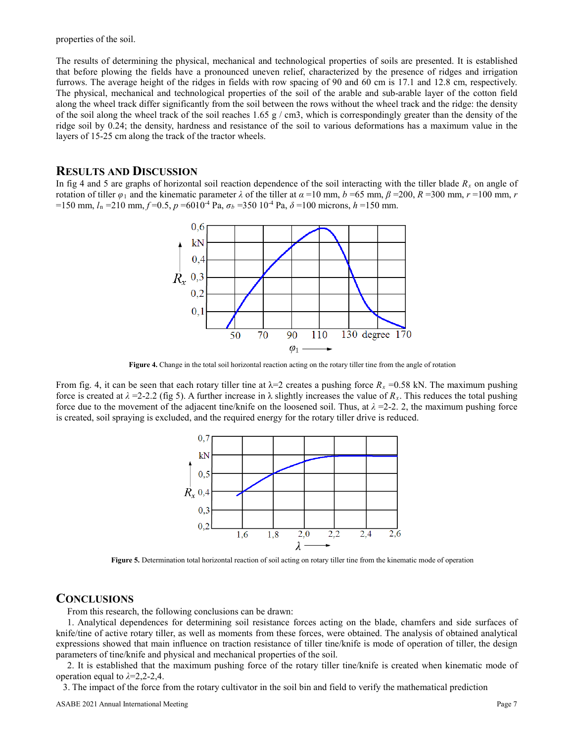properties of the soil.

The results of determining the physical, mechanical and technological properties of soils are presented. It is established that before plowing the fields have a pronounced uneven relief, characterized by the presence of ridges and irrigation furrows. The average height of the ridges in fields with row spacing of 90 and 60 cm is 17.1 and 12.8 cm, respectively. The physical, mechanical and technological properties of the soil of the arable and sub-arable layer of the cotton field along the wheel track differ significantly from the soil between the rows without the wheel track and the ridge: the density of the soil along the wheel track of the soil reaches 1.65 g / cm3, which is correspondingly greater than the density of the ridge soil by 0.24; the density, hardness and resistance of the soil to various deformations has a maximum value in the layers of 15-25 cm along the track of the tractor wheels.

## Results and Discussion

In fig 4 and 5 are graphs of horizontal soil reaction dependence of the soil interacting with the tiller blade $R_x$ on angle of rotation of tiller $\varphi_1$ and the kinematic parameter $\lambda$ of the tiller at $\alpha$ =10 mm, $b$ =65 mm, $\beta$ =200, $R$ =300 mm, $r$ =100 mm, $r$ =150 mm, $l_n$ =210 mm, $f$ =0.5, $p$ =6010$^{-4}$ Pa, $\sigma_b$ =350 10$^{-4}$ Pa, $\delta$ =100 microns, $h$ =150 mm.

**Figure 4.** Change in the total soil horizontal reaction acting on the rotary tiller tine from the angle of rotation

From fig. 4, it can be seen that each rotary tiller tine at λ=2 creates a pushing force $R_x$ =0.58 kN. The maximum pushing force is created at $\lambda$ =2-2.2 (fig 5). A further increase in λ slightly increases the value of $R_x$. This reduces the total pushing force due to the movement of the adjacent tine/knife on the loosened soil. Thus, at $\lambda$ =2-2. 2, the maximum pushing force is created, soil spraying is excluded, and the required energy for the rotary tiller drive is reduced.

**Figure 5.** Determination total horizontal reaction of soil acting on rotary tiller tine from the kinematic mode of operation

## Conclusions

From this research, the following conclusions can be drawn:

1. Analytical dependences for determining soil resistance forces acting on the blade, chamfers and side surfaces of knife/tine of active rotary tiller, as well as moments from these forces, were obtained. The analysis of obtained analytical expressions showed that main influence on traction resistance of tiller tine/knife is mode of operation of tiller, the design parameters of tine/knife and physical and mechanical properties of the soil.
2. It is established that the maximum pushing force of the rotary tiller tine/knife is created when kinematic mode of operation equal to $\lambda$=2,2-2,4.
3. The impact of the force from the rotary cultivator in the soil bin and field to verify the mathematical prediction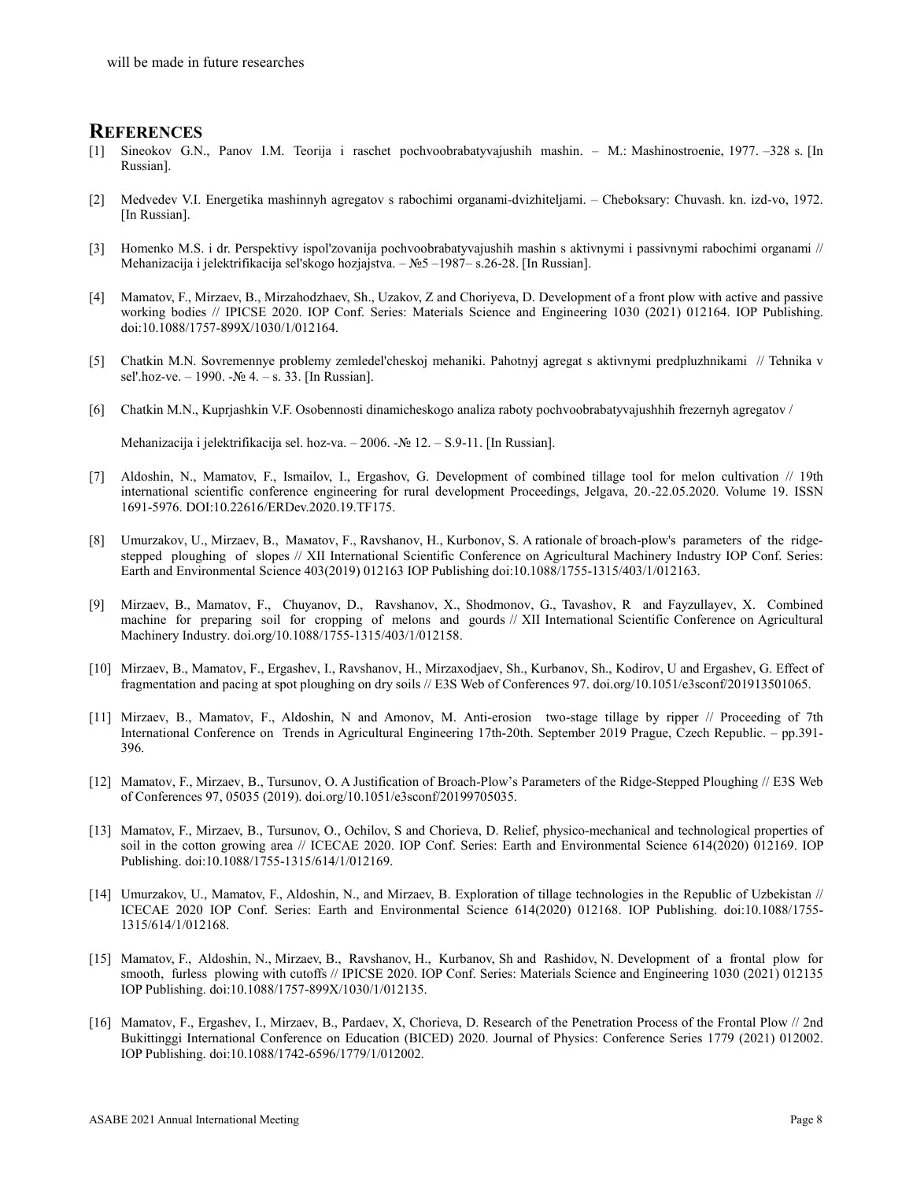will be made in future researches

## References

[1] Sineokov G.N., Panov I.M. Teorija i raschet pochvoobrabatyvajushih mashin. – M.: Mashinostroenie, 1977. –328 s. [In Russian].

[2] Medvedev V.I. Energetika mashinnyh agregatov s rabochimi organami-dvizhiteljami. – Cheboksary: Chuvash. kn. izd-vo, 1972. [In Russian].

[3] Homenko M.S. i dr. Perspektivy ispol'zovanija pochvoobrabatyvajushih mashin s aktivnymi i passivnymi rabochimi organami // Mehanizacija i jelektrifikacija sel'skogo hozjajstva. – №5 –1987– s.26-28. [In Russian].

[4] Mamatov, F., Mirzaev, B., Mirzahodzhaev, Sh., Uzakov, Z and Choriyeva, D. Development of a front plow with active and passive working bodies // IPICSE 2020. IOP Conf. Series: Materials Science and Engineering 1030 (2021) 012164. IOP Publishing. doi:10.1088/1757-899X/1030/1/012164.

[5] Chatkin M.N. Sovremennye problemy zemledel'cheskoj mehaniki. Pahotnyj agregat s aktivnymi predpluzhnikami // Tehnika v sel'.hoz-ve. – 1990. -№ 4. – s. 33. [In Russian].

[6] Chatkin M.N., Kuprjashkin V.F. Osobennosti dinamicheskogo analiza raboty pochvoobrabatyvajushhih frezernyh agregatov /

Mehanizacija i jelektrifikacija sel. hoz-va. – 2006. -№ 12. – S.9-11. [In Russian].

[7] Aldoshin, N., Mamatov, F., Ismailov, I., Ergashov, G. Development of combined tillage tool for melon cultivation // 19th international scientific conference engineering for rural development Proceedings, Jelgava, 20.-22.05.2020. Volume 19. ISSN 1691-5976. DOI:10.22616/ERDev.2020.19.TF175.

[8] Umurzakov, U., Mirzaev, B., Maмatov, F., Ravshanov, H., Kurbonov, S. A rationale of broach-plow's parameters of the ridge-stepped ploughing of slopes // XII International Scientific Conference on Agricultural Machinery Industry IOP Conf. Series: Earth and Environmental Science 403(2019) 012163 IOP Publishing doi:10.1088/1755-1315/403/1/012163.

[9] Mirzaev, B., Mamatov, F., Chuyanov, D., Ravshanov, X., Shodmonov, G., Tavashov, R and Fayzullayev, X. Combined machine for preparing soil for cropping of melons and gourds // XII International Scientific Conference on Agricultural Machinery Industry. doi.org/10.1088/1755-1315/403/1/012158.

[10] Mirzaev, B., Mamatov, F., Ergashev, I., Ravshanov, H., Mirzaxodjaev, Sh., Kurbanov, Sh., Kodirov, U and Ergashev, G. Effect of fragmentation and pacing at spot ploughing on dry soils // E3S Web of Conferences 97. doi.org/10.1051/e3sconf/201913501065.

[11] Mirzaev, B., Mamatov, F., Aldoshin, N and Amonov, M. Anti-erosion two-stage tillage by ripper // Proceeding of 7th International Conference on Trends in Agricultural Engineering 17th-20th. September 2019 Prague, Czech Republic. – pp.391-396.

[12] Mamatov, F., Mirzaev, B., Tursunov, O. A Justification of Broach-Plow's Parameters of the Ridge-Stepped Ploughing // E3S Web of Conferences 97, 05035 (2019). doi.org/10.1051/e3sconf/20199705035.

[13] Mamatov, F., Mirzaev, B., Tursunov, O., Ochilov, S and Chorieva, D. Relief, physico-mechanical and technological properties of soil in the cotton growing area // ICECAE 2020. IOP Conf. Series: Earth and Environmental Science 614(2020) 012169. IOP Publishing. doi:10.1088/1755-1315/614/1/012169.

[14] Umurzakov, U., Mamatov, F., Aldoshin, N., and Mirzaev, B. Exploration of tillage technologies in the Republic of Uzbekistan // ICECAE 2020 IOP Conf. Series: Earth and Environmental Science 614(2020) 012168. IOP Publishing. doi:10.1088/1755-1315/614/1/012168.

[15] Mamatov, F., Aldoshin, N., Mirzaev, B., Ravshanov, H., Kurbanov, Sh and Rashidov, N. Development of a frontal plow for smooth, furless plowing with cutoffs // IPICSE 2020. IOP Conf. Series: Materials Science and Engineering 1030 (2021) 012135 IOP Publishing. doi:10.1088/1757-899X/1030/1/012135.

[16] Mamatov, F., Ergashev, I., Mirzaev, B., Pardaev, X, Chorieva, D. Research of the Penetration Process of the Frontal Plow // 2nd Bukittinggi International Conference on Education (BICED) 2020. Journal of Physics: Conference Series 1779 (2021) 012002. IOP Publishing. doi:10.1088/1742-6596/1779/1/012002.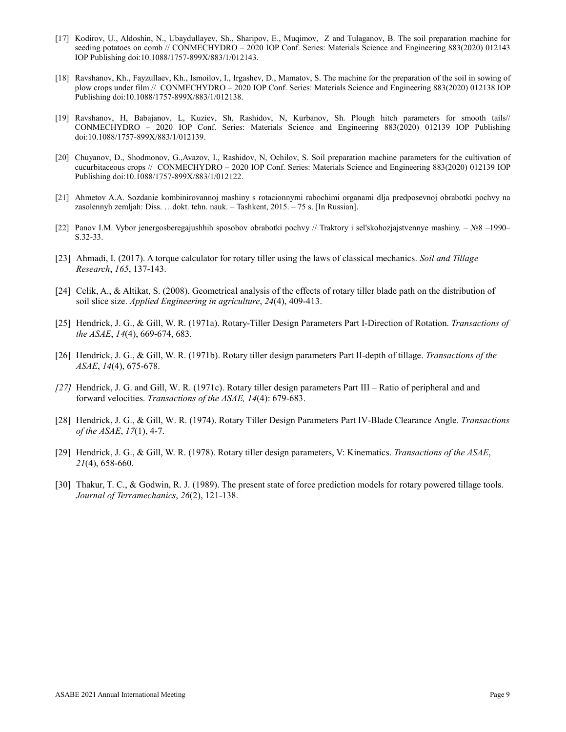[17] Kodirov, U., Aldoshin, N., Ubaydullayev, Sh., Sharipov, E., Muqimov, Z and Tulaganov, B. The soil preparation machine for seeding potatoes on comb // CONMECHYDRO – 2020 IOP Conf. Series: Materials Science and Engineering 883(2020) 012143 IOP Publishing doi:10.1088/1757-899X/883/1/012143.

[18] Ravshanov, Kh., Fayzullaev, Kh., Ismoilov, I., Irgashev, D., Mamatov, S. The machine for the preparation of the soil in sowing of plow crops under film // CONMECHYDRO – 2020 IOP Conf. Series: Materials Science and Engineering 883(2020) 012138 IOP Publishing doi:10.1088/1757-899X/883/1/012138.

[19] Ravshanov, H, Babajanov, L, Kuziev, Sh, Rashidov, N, Kurbanov, Sh. Plough hitch parameters for smooth tails// CONMECHYDRO – 2020 IOP Conf. Series: Materials Science and Engineering 883(2020) 012139 IOP Publishing doi:10.1088/1757-899X/883/1/012139.

[20] Chuyanov, D., Shodmonov, G.,Avazov, I., Rashidov, N, Ochilov, S. Soil preparation machine parameters for the cultivation of cucurbitaceous crops // CONMECHYDRO – 2020 IOP Conf. Series: Materials Science and Engineering 883(2020) 012139 IOP Publishing doi:10.1088/1757-899X/883/1/012122.

[21] Ahmetov A.A. Sozdanie kombinirovannoj mashiny s rotacionnymi rabochimi organami dlja predposevnoj obrabotki pochvy na zasolennyh zemljah: Diss. …dokt. tehn. nauk. – Tashkent, 2015. – 75 s. [In Russian].

[22] Panov I.M. Vybor jenergosberegajushhih sposobov obrabotki pochvy // Traktory i sel'skohozjajstvennye mashiny. – №8 –1990– S.32-33.

[23] Ahmadi, I. (2017). A torque calculator for rotary tiller using the laws of classical mechanics. *Soil and Tillage Research*, *165*, 137-143.

[24] Celik, A., & Altikat, S. (2008). Geometrical analysis of the effects of rotary tiller blade path on the distribution of soil slice size. *Applied Engineering in agriculture*, *24*(4), 409-413.

[25] Hendrick, J. G., & Gill, W. R. (1971a). Rotary-Tiller Design Parameters Part I-Direction of Rotation. *Transactions of the ASAE*, *14*(4), 669-674, 683.

[26] Hendrick, J. G., & Gill, W. R. (1971b). Rotary tiller design parameters Part II-depth of tillage. *Transactions of the ASAE*, *14*(4), 675-678.

*[27]* Hendrick, J. G. and Gill, W. R. (1971c). Rotary tiller design parameters Part III – Ratio of peripheral and and forward velocities. *Transactions of the ASAE, 14*(4): 679-683.

[28] Hendrick, J. G., & Gill, W. R. (1974). Rotary Tiller Design Parameters Part IV-Blade Clearance Angle. *Transactions of the ASAE*, *17*(1), 4-7.

[29] Hendrick, J. G., & Gill, W. R. (1978). Rotary tiller design parameters, V: Kinematics. *Transactions of the ASAE*, *21*(4), 658-660.

[30] Thakur, T. C., & Godwin, R. J. (1989). The present state of force prediction models for rotary powered tillage tools. *Journal of Terramechanics*, *26*(2), 121-138.